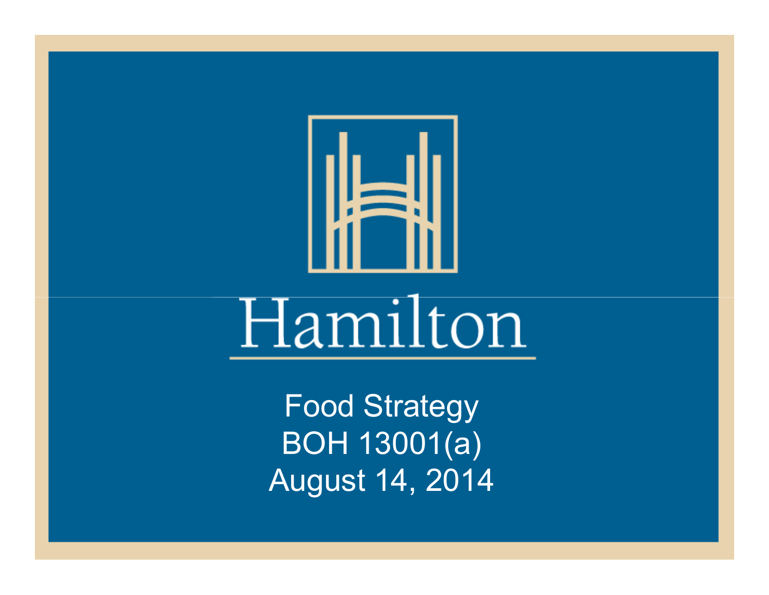# Hamilton

Food Strategy
BOH 13001(a)
August 14, 2014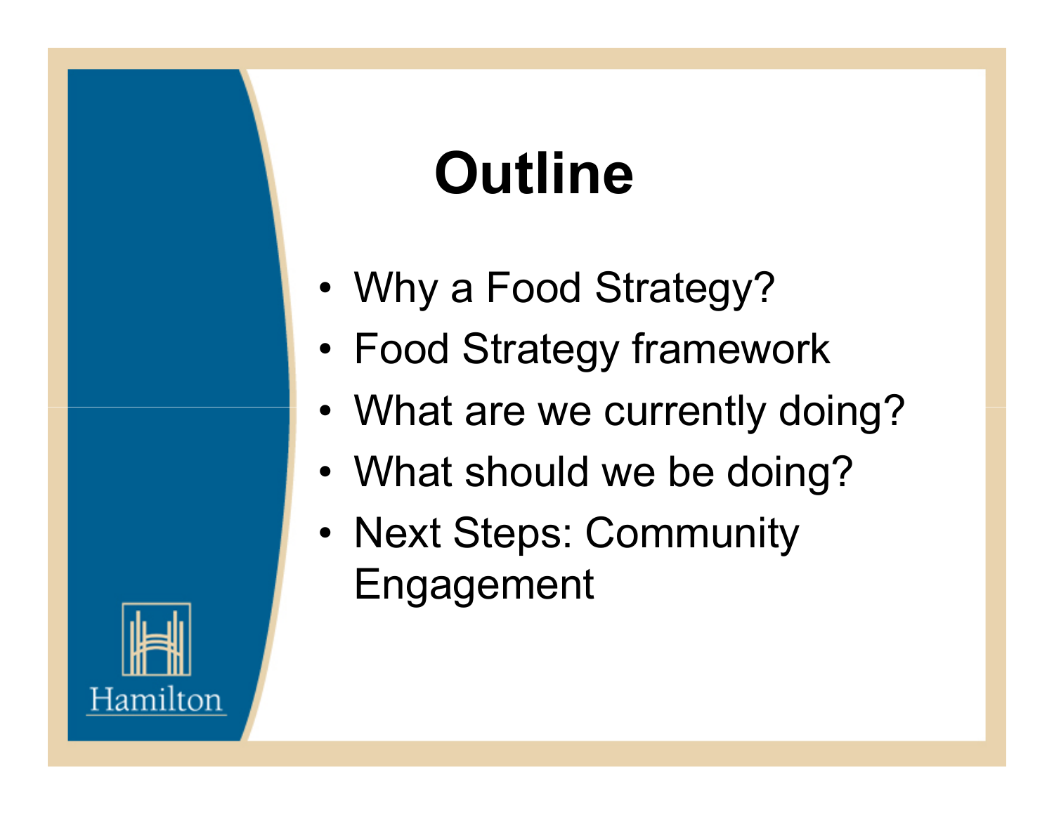# Outline

- Why a Food Strategy?
- Food Strategy framework
- What are we currently doing?
- What should we be doing?
- Next Steps: Community Engagement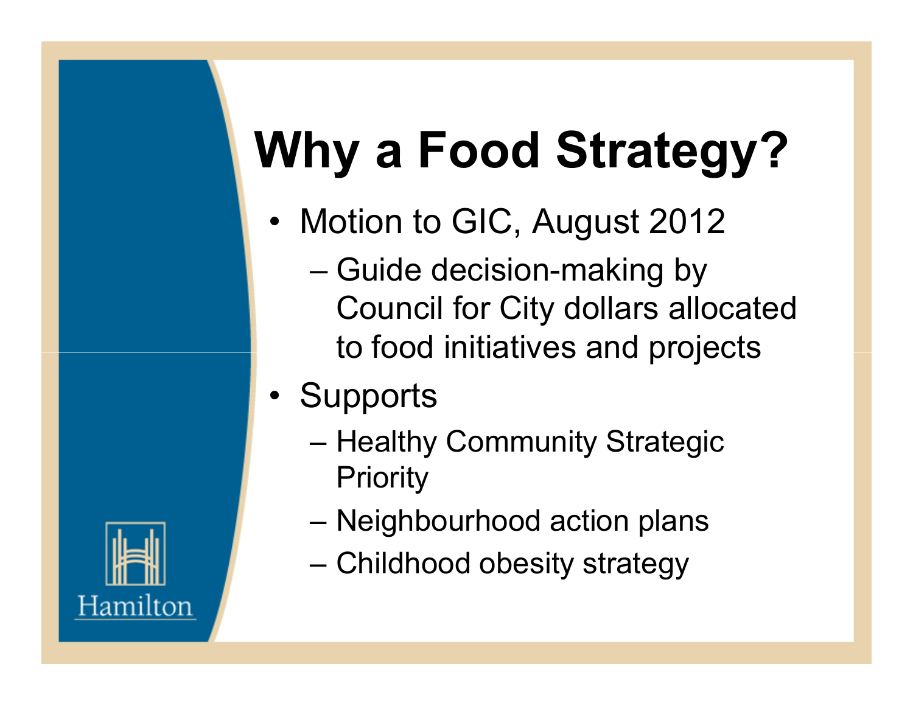# Why a Food Strategy?

- Motion to GIC, August 2012
  - Guide decision-making by Council for City dollars allocated to food initiatives and projects
- Supports
  - Healthy Community Strategic Priority
  - Neighbourhood action plans
  - Childhood obesity strategy

Hamilton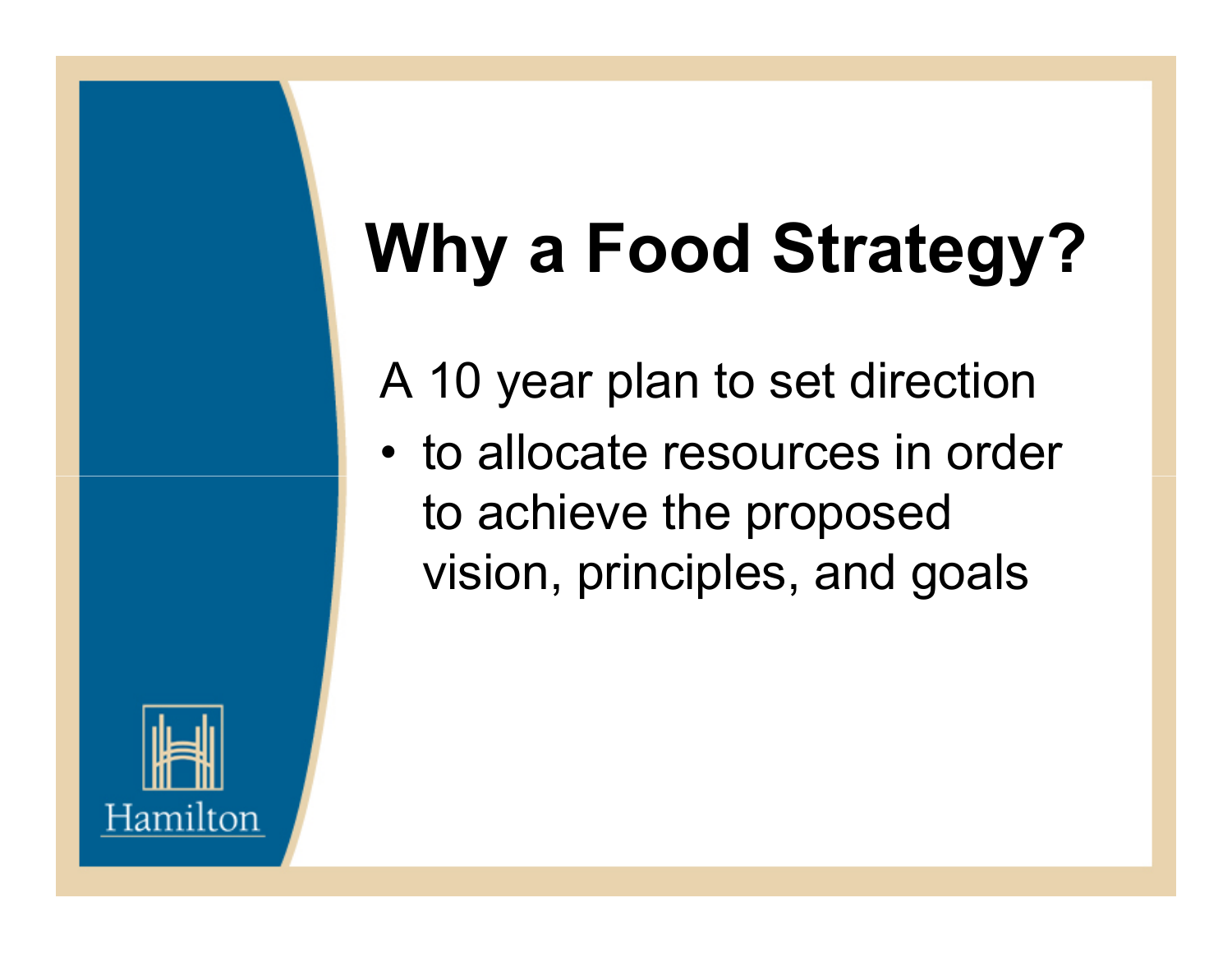# Why a Food Strategy?

A 10 year plan to set direction

- to allocate resources in order to achieve the proposed vision, principles, and goals

Hamilton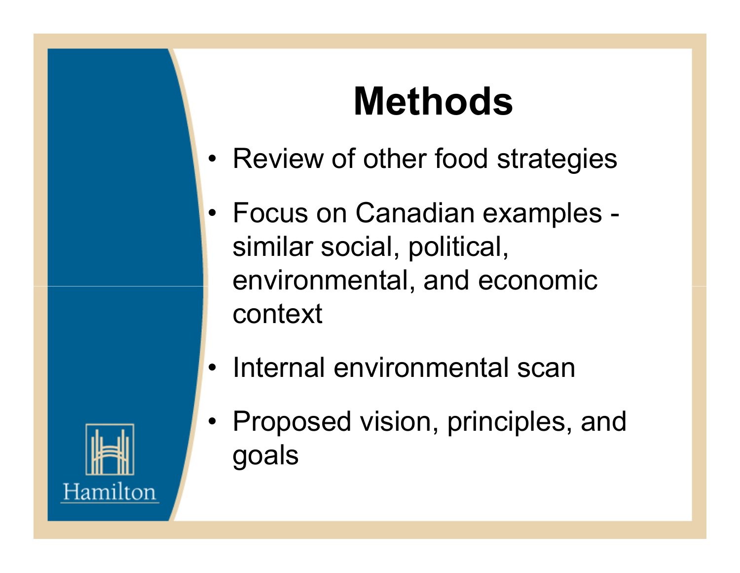# Methods

- Review of other food strategies
- Focus on Canadian examples - similar social, political, environmental, and economic context
- Internal environmental scan
- Proposed vision, principles, and goals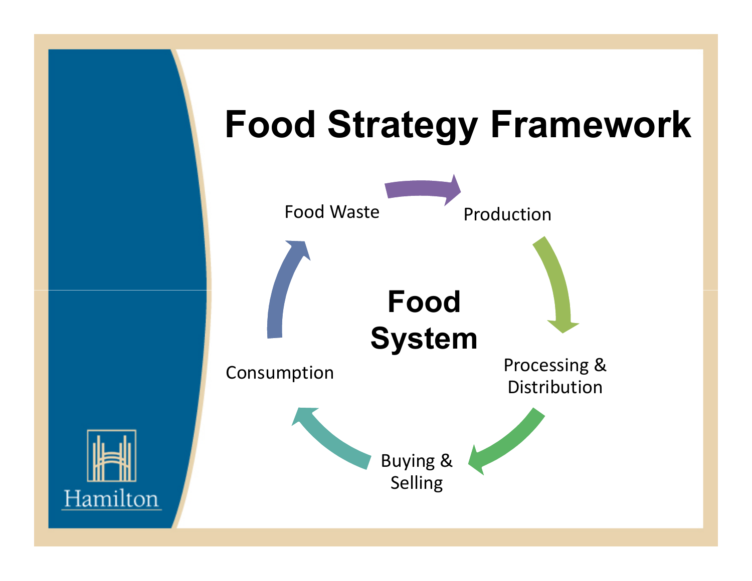# Food Strategy Framework

**Food System**

- Production
- Processing & Distribution
- Buying & Selling
- Consumption
- Food Waste

Hamilton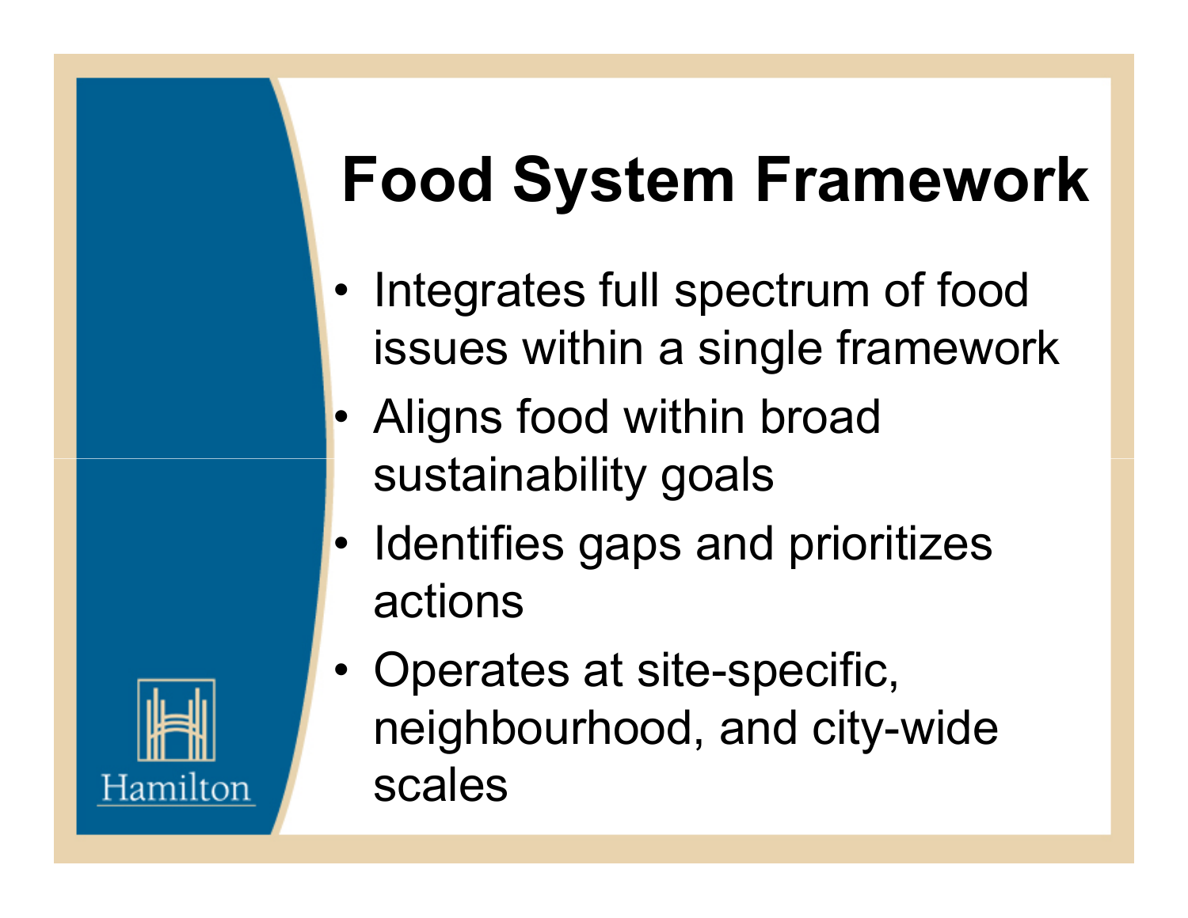# Food System Framework

- Integrates full spectrum of food issues within a single framework
- Aligns food within broad sustainability goals
- Identifies gaps and prioritizes actions
- Operates at site-specific, neighbourhood, and city-wide scales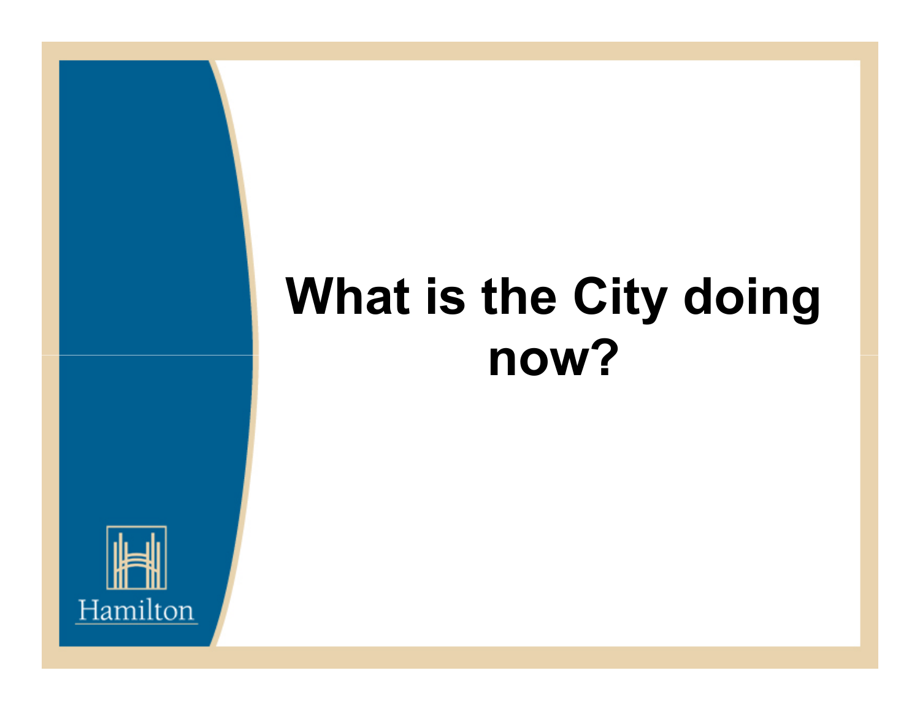# What is the City doing now?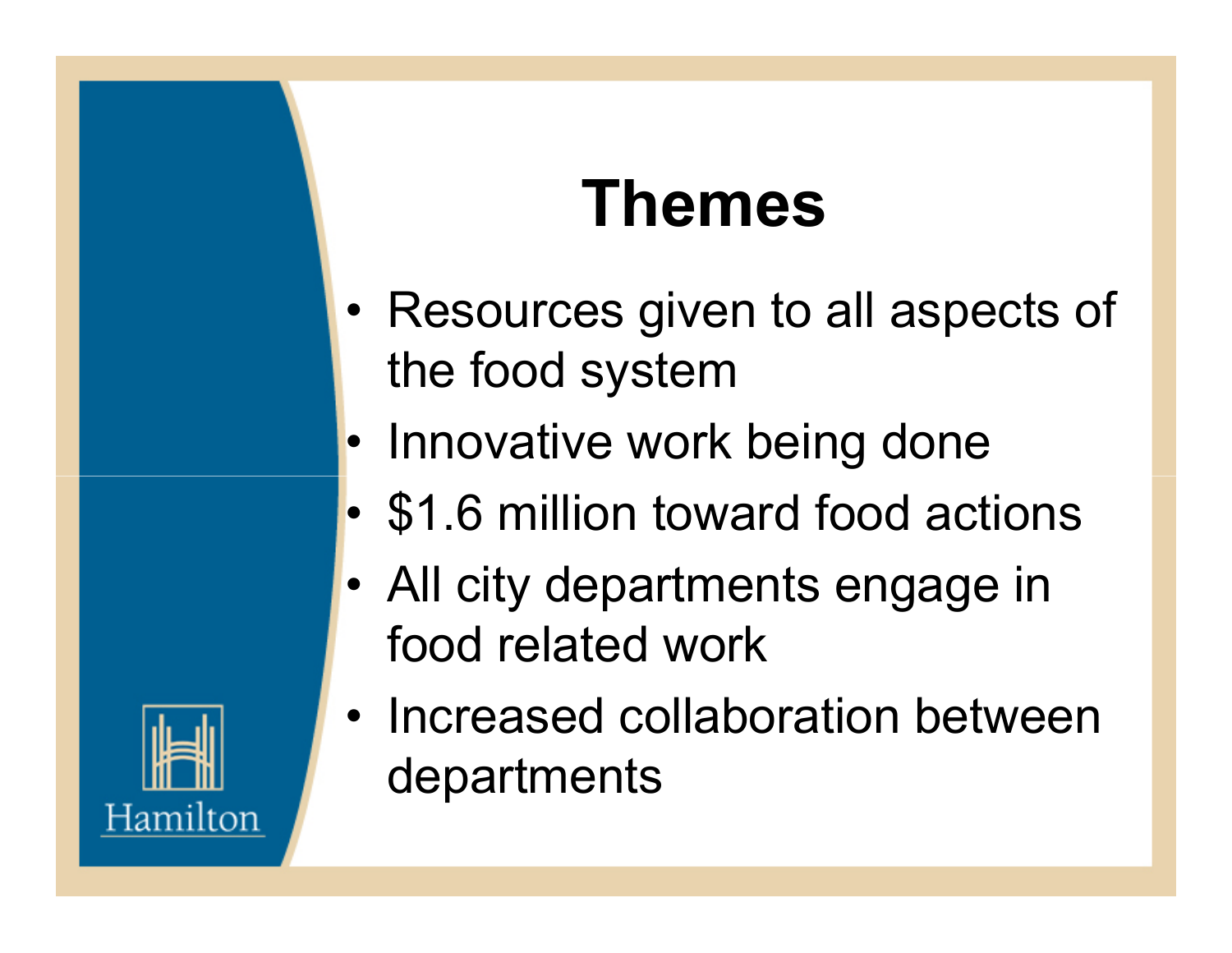# Themes

- Resources given to all aspects of the food system
- Innovative work being done
- $1.6 million toward food actions
- All city departments engage in food related work
- Increased collaboration between departments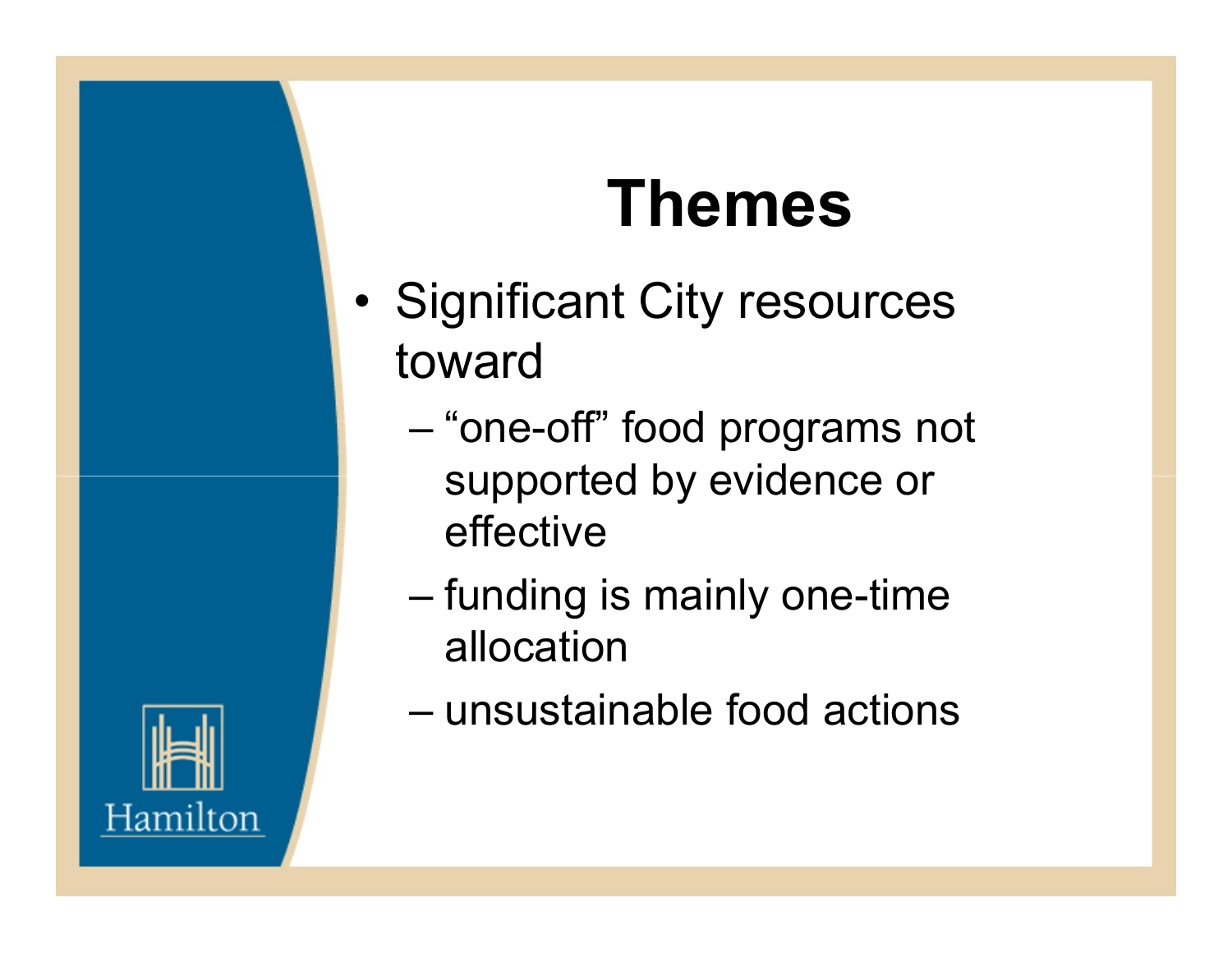# Themes

- Significant City resources toward
  - "one-off" food programs not supported by evidence or effective
  - funding is mainly one-time allocation
  - unsustainable food actions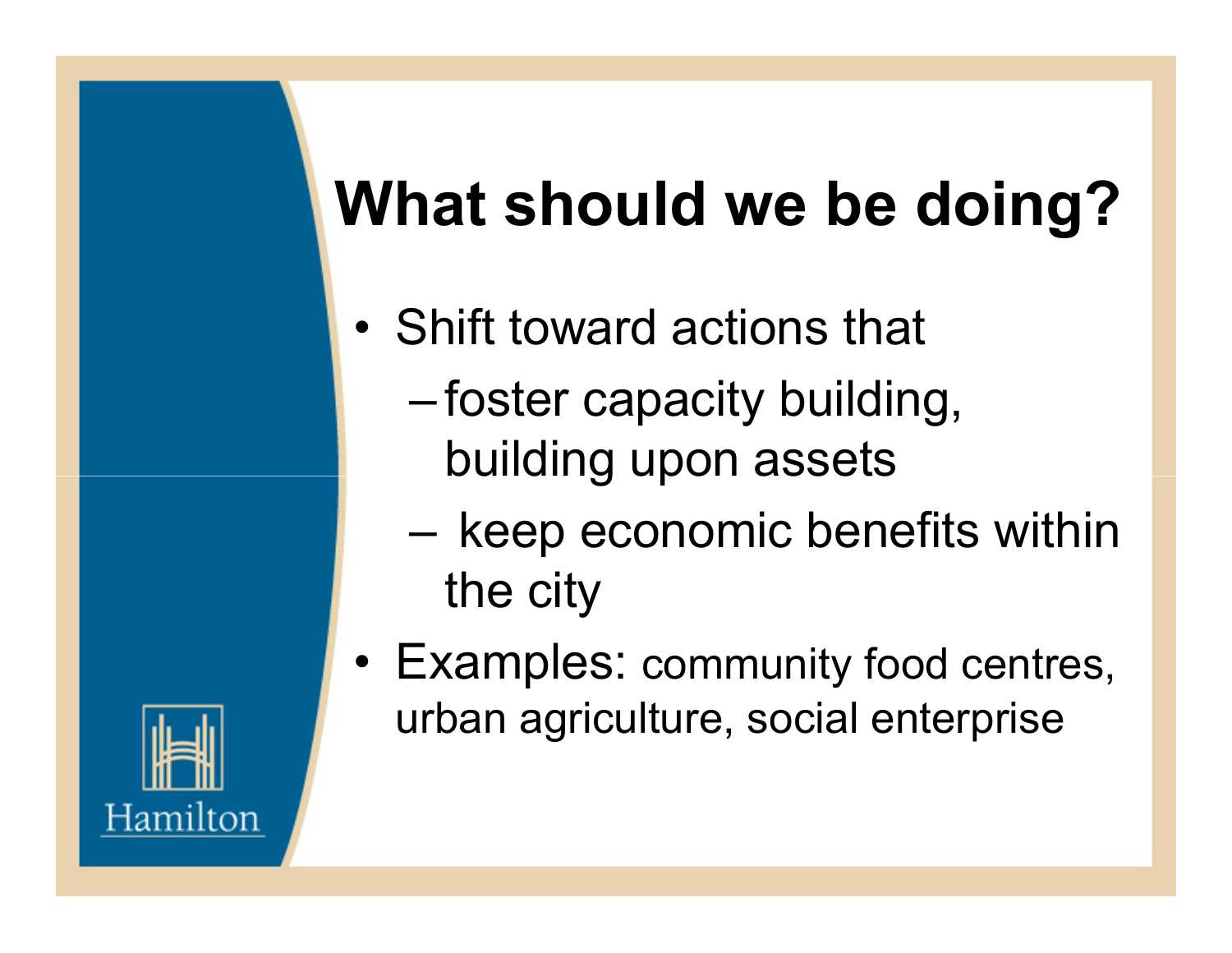# What should we be doing?

- Shift toward actions that
  - foster capacity building, building upon assets
  - keep economic benefits within the city
- Examples: community food centres, urban agriculture, social enterprise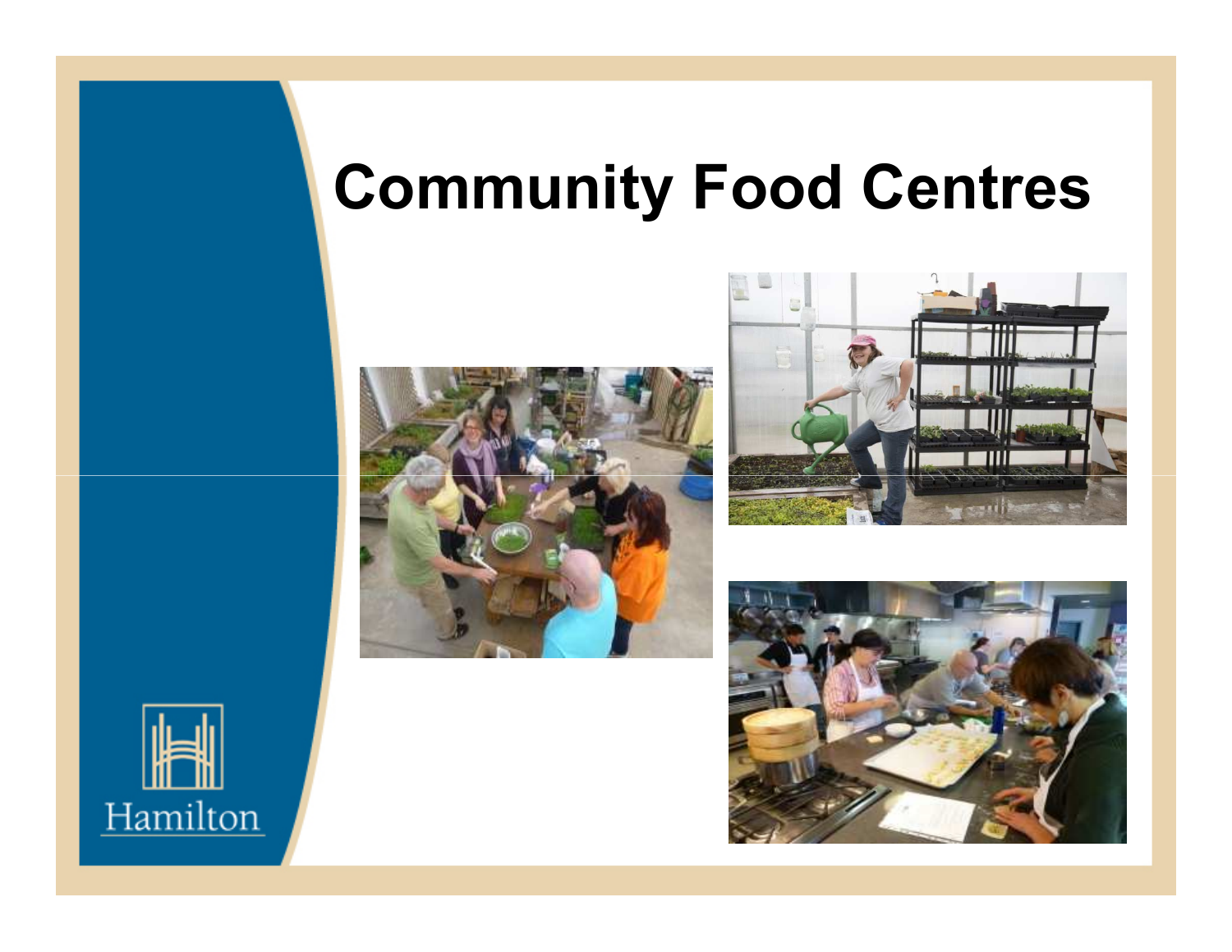# Community Food Centres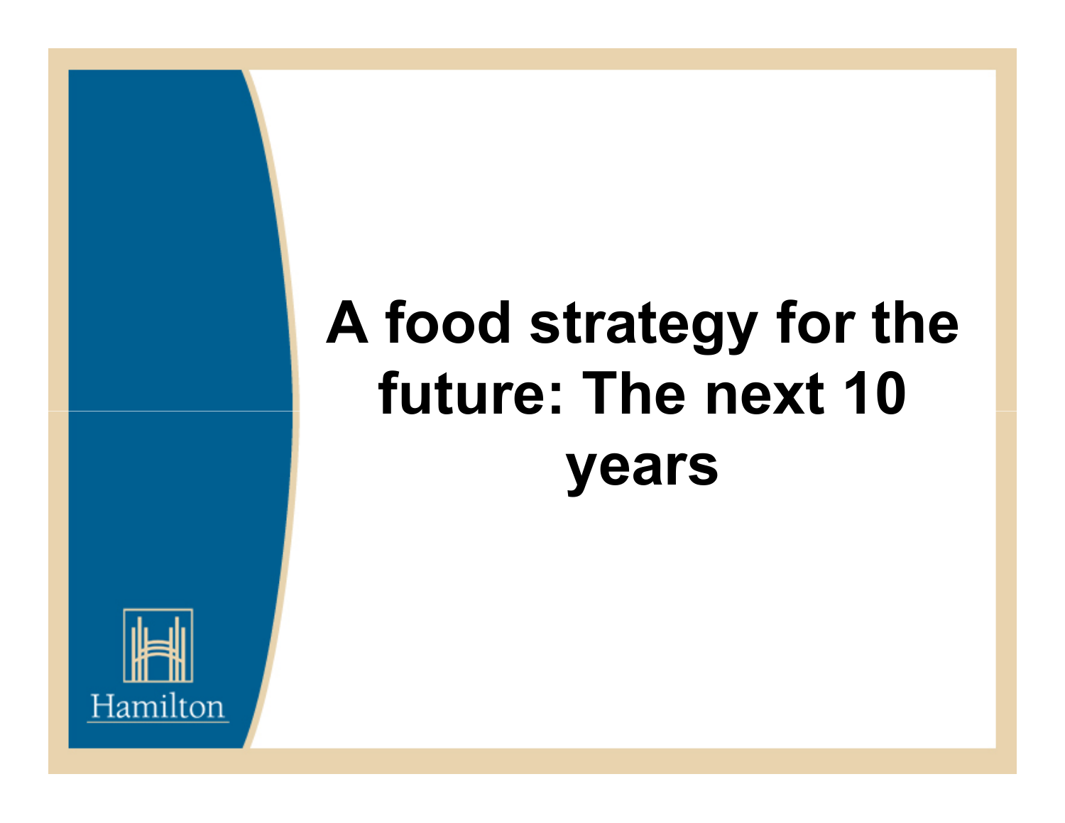# A food strategy for the future: The next 10 years

Hamilton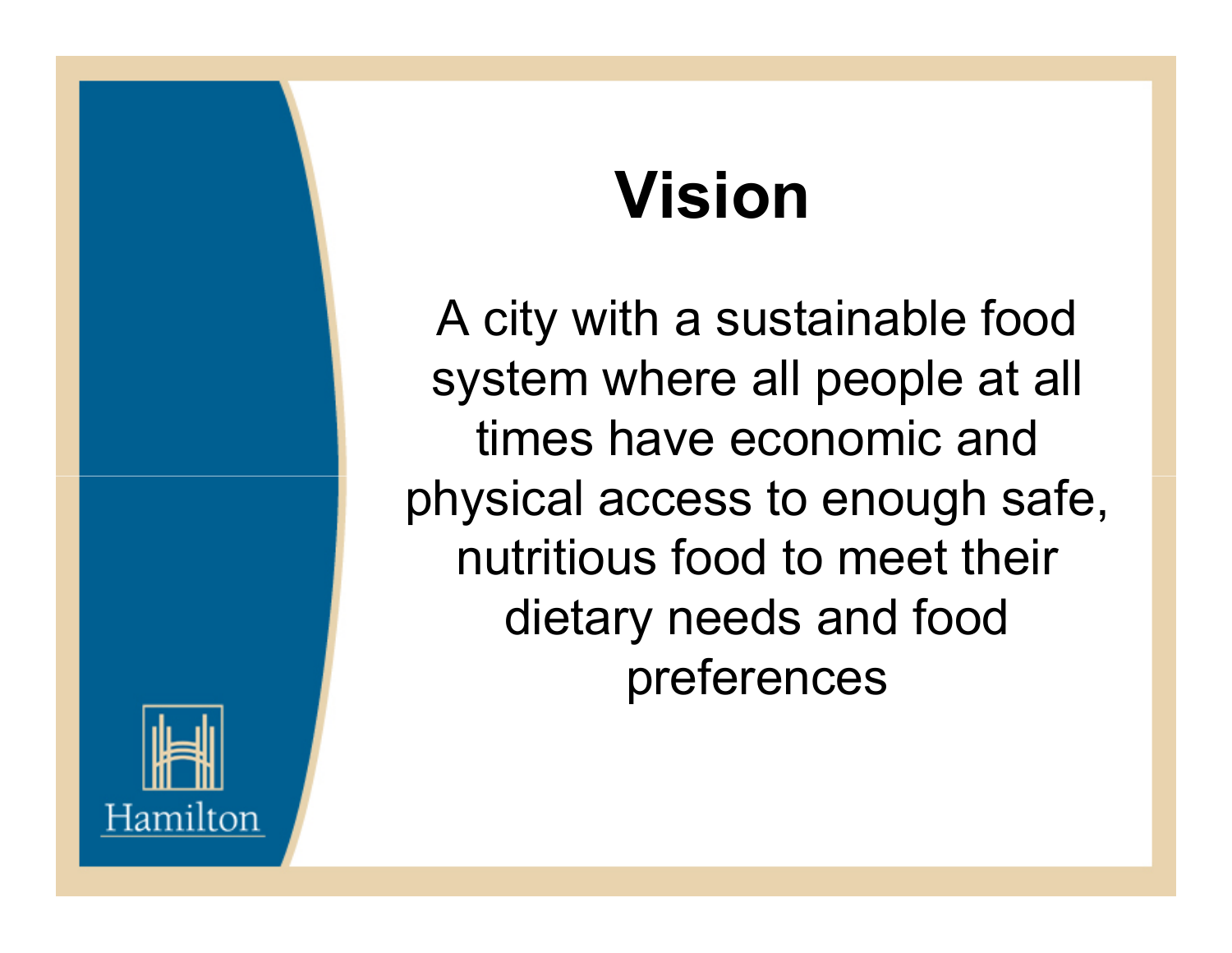# Vision

A city with a sustainable food system where all people at all times have economic and physical access to enough safe, nutritious food to meet their dietary needs and food preferences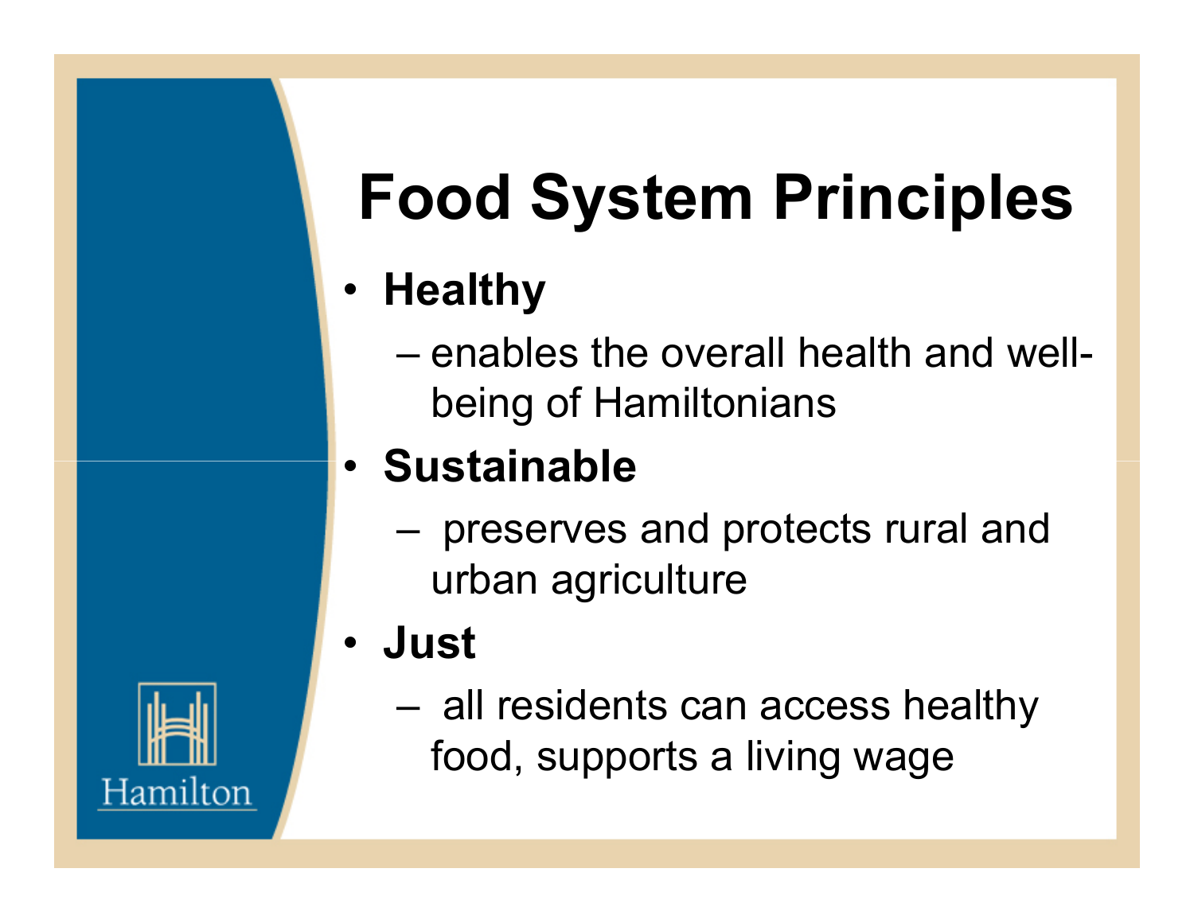# Food System Principles

- **Healthy**
  - enables the overall health and well-being of Hamiltonians
- **Sustainable**
  - preserves and protects rural and urban agriculture
- **Just**
  - all residents can access healthy food, supports a living wage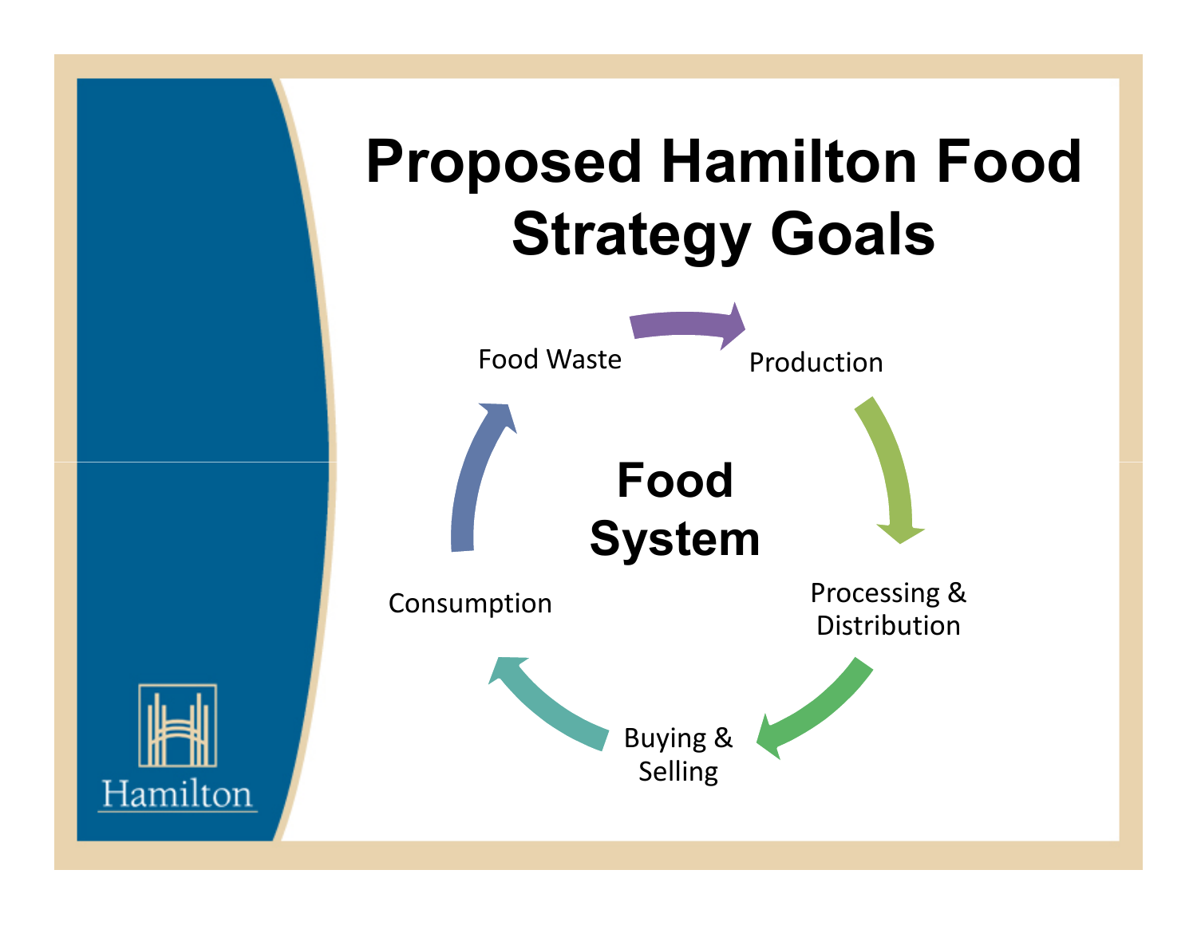# Proposed Hamilton Food Strategy Goals

**Food System**

- Food Waste
- Production
- Processing & Distribution
- Buying & Selling
- Consumption

Hamilton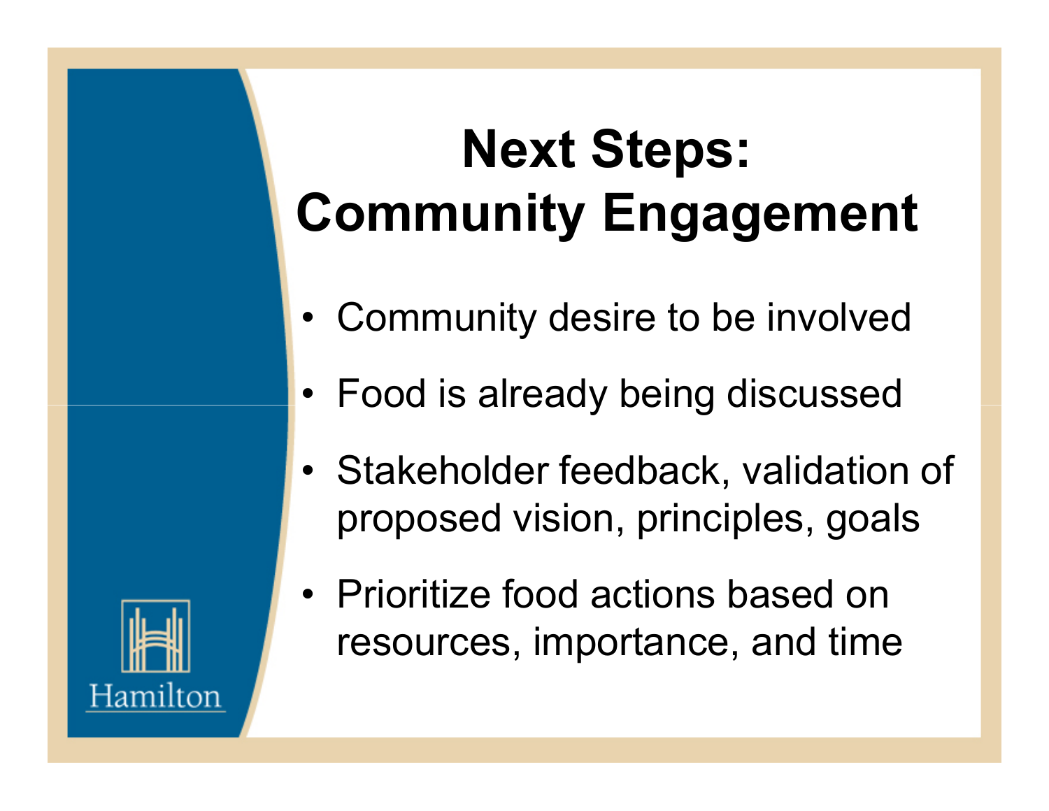# Next Steps: Community Engagement

- Community desire to be involved
- Food is already being discussed
- Stakeholder feedback, validation of proposed vision, principles, goals
- Prioritize food actions based on resources, importance, and time

Hamilton